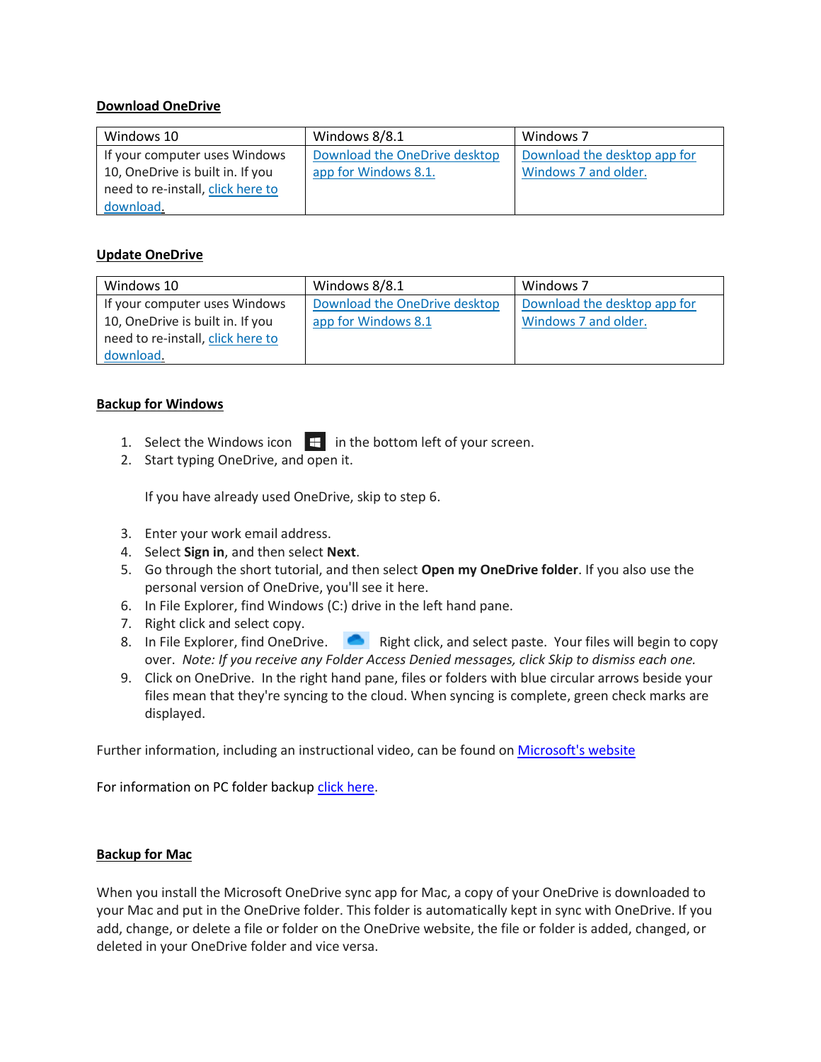**Download OneDrive**

| Windows 10 | Windows 8/8.1 | Windows 7 |
|---|---|---|
| If your computer uses Windows 10, OneDrive is built in. If you need to re-install, click here to download. | Download the OneDrive desktop app for Windows 8.1. | Download the desktop app for Windows 7 and older. |

**Update OneDrive**

| Windows 10 | Windows 8/8.1 | Windows 7 |
|---|---|---|
| If your computer uses Windows 10, OneDrive is built in. If you need to re-install, click here to download. | Download the OneDrive desktop app for Windows 8.1 | Download the desktop app for Windows 7 and older. |

**Backup for Windows**

1. Select the Windows icon in the bottom left of your screen.
2. Start typing OneDrive, and open it.

   If you have already used OneDrive, skip to step 6.

3. Enter your work email address.
4. Select **Sign in**, and then select **Next**.
5. Go through the short tutorial, and then select **Open my OneDrive folder**. If you also use the personal version of OneDrive, you'll see it here.
6. In File Explorer, find Windows (C:) drive in the left hand pane.
7. Right click and select copy.
8. In File Explorer, find OneDrive. Right click, and select paste. Your files will begin to copy over. *Note: If you receive any Folder Access Denied messages, click Skip to dismiss each one.*
9. Click on OneDrive. In the right hand pane, files or folders with blue circular arrows beside your files mean that they're syncing to the cloud. When syncing is complete, green check marks are displayed.

Further information, including an instructional video, can be found on Microsoft's website

For information on PC folder backup click here.

**Backup for Mac**

When you install the Microsoft OneDrive sync app for Mac, a copy of your OneDrive is downloaded to your Mac and put in the OneDrive folder. This folder is automatically kept in sync with OneDrive. If you add, change, or delete a file or folder on the OneDrive website, the file or folder is added, changed, or deleted in your OneDrive folder and vice versa.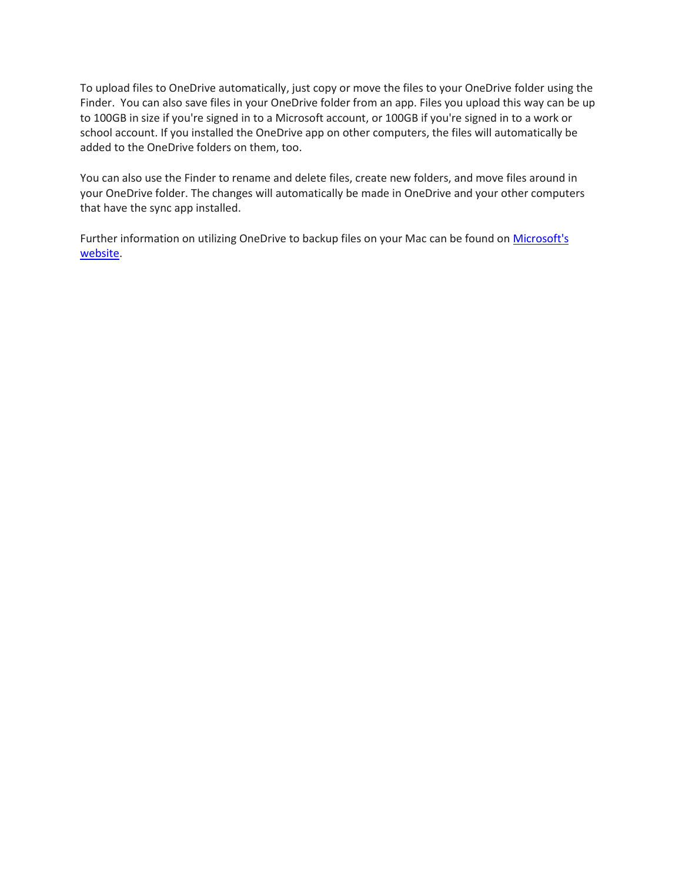To upload files to OneDrive automatically, just copy or move the files to your OneDrive folder using the Finder.  You can also save files in your OneDrive folder from an app. Files you upload this way can be up to 100GB in size if you're signed in to a Microsoft account, or 100GB if you're signed in to a work or school account. If you installed the OneDrive app on other computers, the files will automatically be added to the OneDrive folders on them, too.

You can also use the Finder to rename and delete files, create new folders, and move files around in your OneDrive folder. The changes will automatically be made in OneDrive and your other computers that have the sync app installed.

Further information on utilizing OneDrive to backup files on your Mac can be found on Microsoft's website.